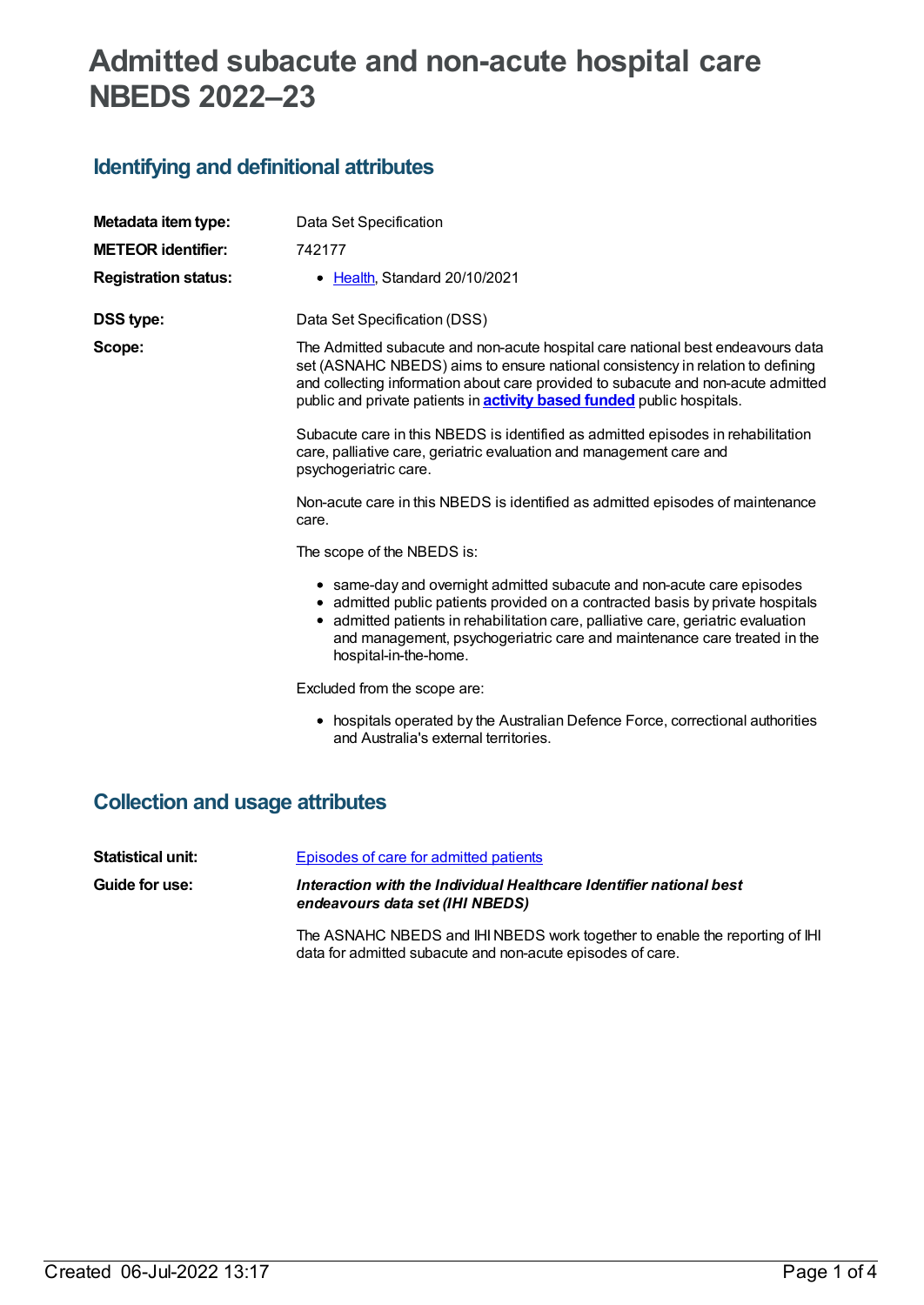# Admitted subacute and non-acute hospital care NBEDS 2022–23

## Identifying and definitional attributes

**Metadata item type:** Data Set Specification

**METEOR identifier:** 742177

**Registration status:**

- Health, Standard 20/10/2021

**DSS type:** Data Set Specification (DSS)

**Scope:** The Admitted subacute and non-acute hospital care national best endeavours data set (ASNAHC NBEDS) aims to ensure national consistency in relation to defining and collecting information about care provided to subacute and non-acute admitted public and private patients in **activity based funded** public hospitals.

Subacute care in this NBEDS is identified as admitted episodes in rehabilitation care, palliative care, geriatric evaluation and management care and psychogeriatric care.

Non-acute care in this NBEDS is identified as admitted episodes of maintenance care.

The scope of the NBEDS is:

- same-day and overnight admitted subacute and non-acute care episodes
- admitted public patients provided on a contracted basis by private hospitals
- admitted patients in rehabilitation care, palliative care, geriatric evaluation and management, psychogeriatric care and maintenance care treated in the hospital-in-the-home.

Excluded from the scope are:

- hospitals operated by the Australian Defence Force, correctional authorities and Australia's external territories.

## Collection and usage attributes

**Statistical unit:** Episodes of care for admitted patients

**Guide for use:** ***Interaction with the Individual Healthcare Identifier national best endeavours data set (IHI NBEDS)***

The ASNAHC NBEDS and IHI NBEDS work together to enable the reporting of IHI data for admitted subacute and non-acute episodes of care.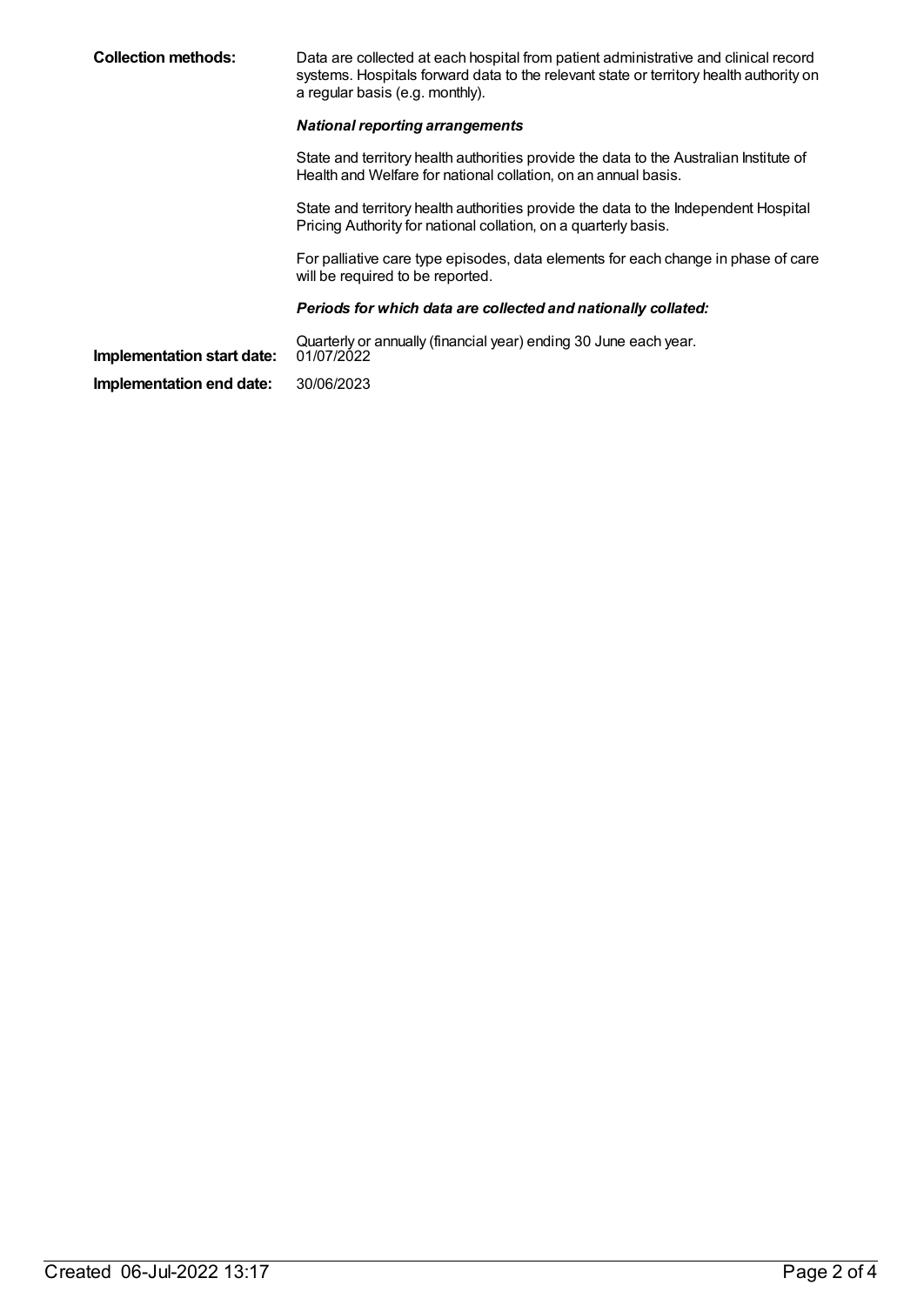**Collection methods:** Data are collected at each hospital from patient administrative and clinical record systems. Hospitals forward data to the relevant state or territory health authority on a regular basis (e.g. monthly).

***National reporting arrangements***

State and territory health authorities provide the data to the Australian Institute of Health and Welfare for national collation, on an annual basis.

State and territory health authorities provide the data to the Independent Hospital Pricing Authority for national collation, on a quarterly basis.

For palliative care type episodes, data elements for each change in phase of care will be required to be reported.

***Periods for which data are collected and nationally collated:***

Quarterly or annually (financial year) ending 30 June each year.

**Implementation start date:** 01/07/2022

**Implementation end date:** 30/06/2023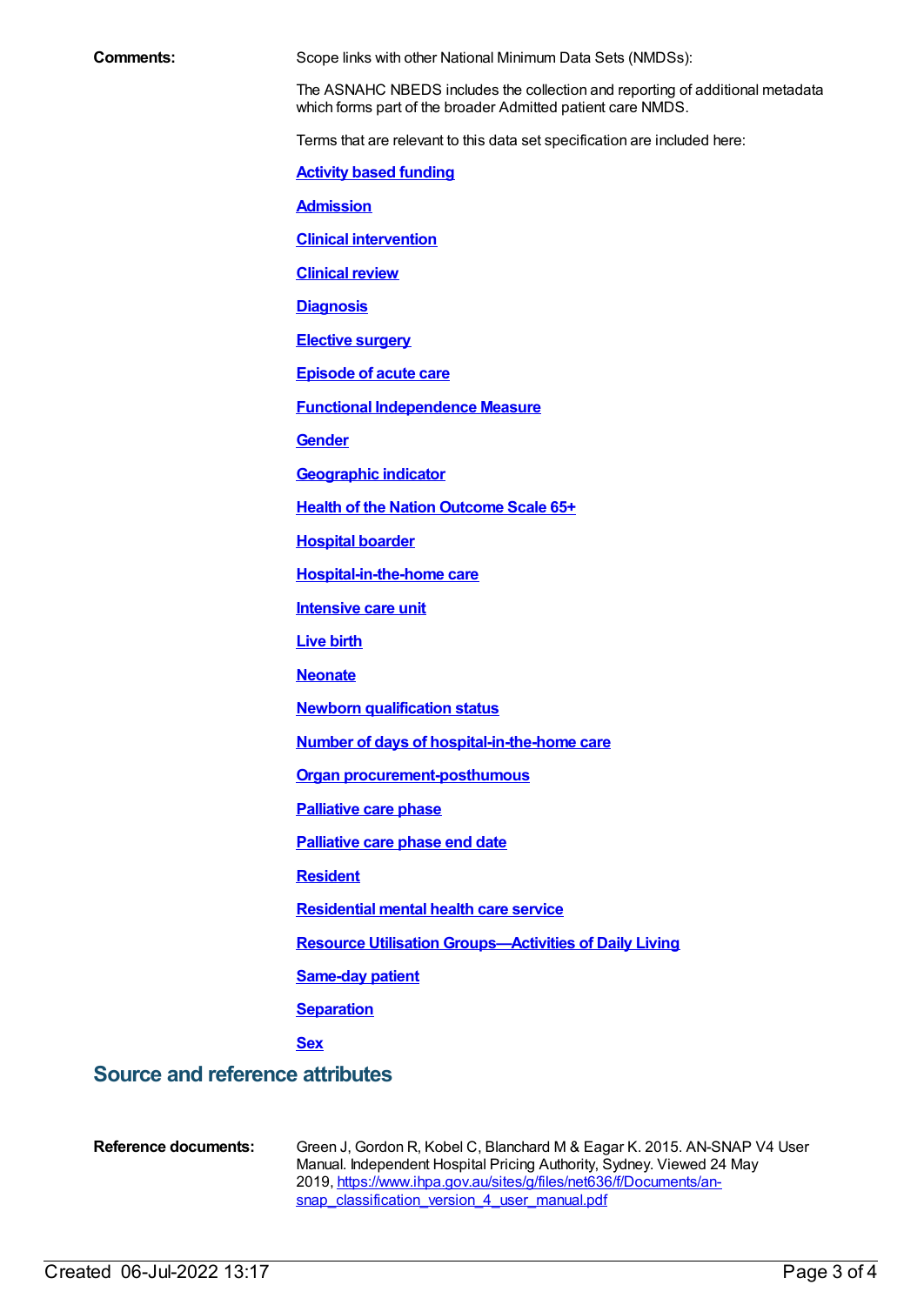**Comments:** Scope links with other National Minimum Data Sets (NMDSs):

The ASNAHC NBEDS includes the collection and reporting of additional metadata which forms part of the broader Admitted patient care NMDS.

Terms that are relevant to this data set specification are included here:

**Activity based funding**

**Admission**

**Clinical intervention**

**Clinical review**

**Diagnosis**

**Elective surgery**

**Episode of acute care**

**Functional Independence Measure**

**Gender**

**Geographic indicator**

**Health of the Nation Outcome Scale 65+**

**Hospital boarder**

**Hospital-in-the-home care**

**Intensive care unit**

**Live birth**

**Neonate**

**Newborn qualification status**

**Number of days of hospital-in-the-home care**

**Organ procurement-posthumous**

**Palliative care phase**

**Palliative care phase end date**

**Resident**

**Residential mental health care service**

**Resource Utilisation Groups—Activities of Daily Living**

**Same-day patient**

**Separation**

**Sex**

## Source and reference attributes

**Reference documents:** Green J, Gordon R, Kobel C, Blanchard M & Eagar K. 2015. AN-SNAP V4 User Manual. Independent Hospital Pricing Authority, Sydney. Viewed 24 May 2019, https://www.ihpa.gov.au/sites/g/files/net636/f/Documents/an-snap_classification_version_4_user_manual.pdf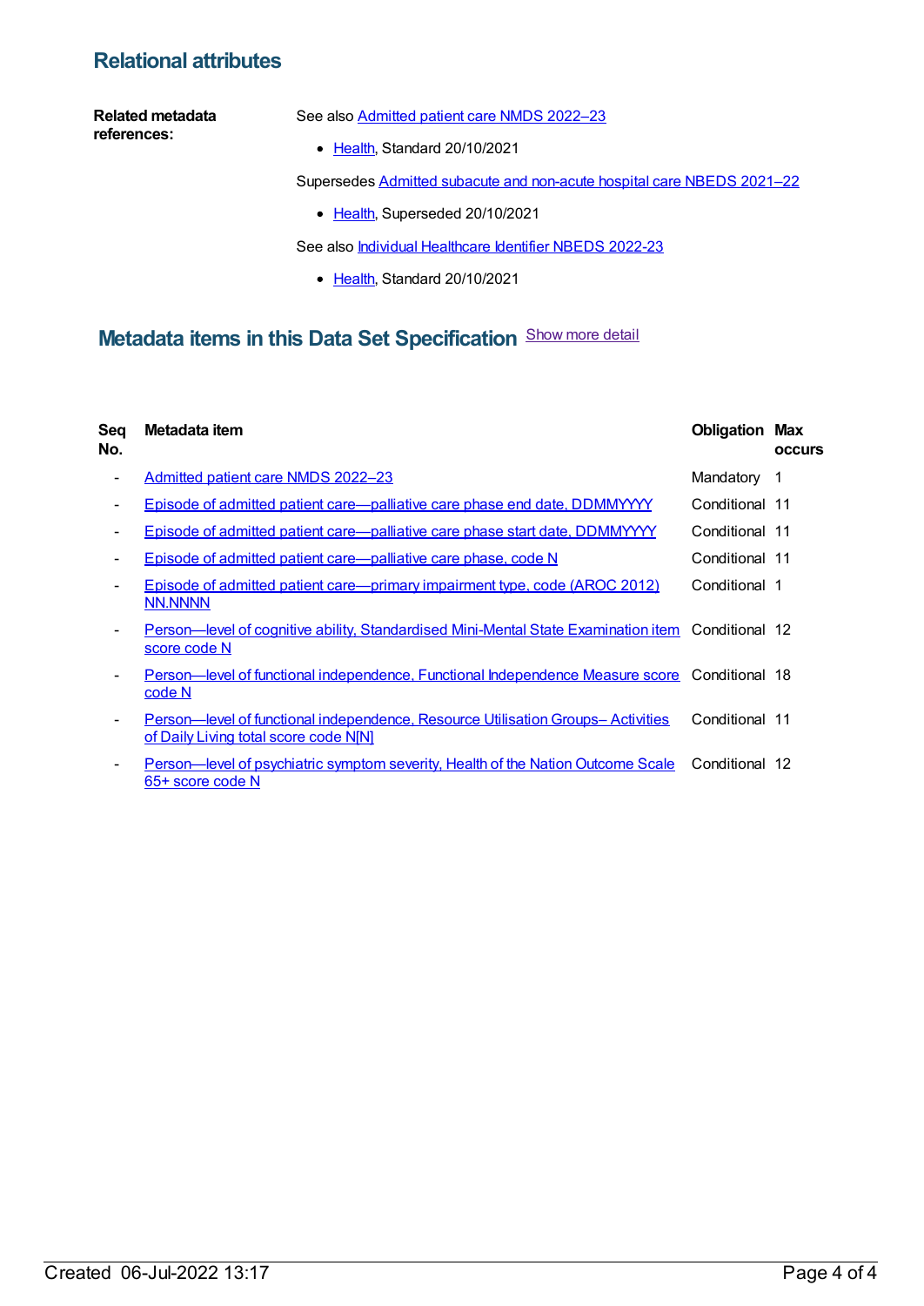## Relational attributes

**Related metadata references:**

See also Admitted patient care NMDS 2022–23

- Health, Standard 20/10/2021

Supersedes Admitted subacute and non-acute hospital care NBEDS 2021–22

- Health, Superseded 20/10/2021

See also Individual Healthcare Identifier NBEDS 2022-23

- Health, Standard 20/10/2021

## Metadata items in this Data Set Specification

Show more detail

| Seq No. | Metadata item | Obligation | Max occurs |
| --- | --- | --- | --- |
| - | Admitted patient care NMDS 2022–23 | Mandatory | 1 |
| - | Episode of admitted patient care—palliative care phase end date, DDMMYYYY | Conditional | 11 |
| - | Episode of admitted patient care—palliative care phase start date, DDMMYYYY | Conditional | 11 |
| - | Episode of admitted patient care—palliative care phase, code N | Conditional | 11 |
| - | Episode of admitted patient care—primary impairment type, code (AROC 2012) NN.NNNN | Conditional | 1 |
| - | Person—level of cognitive ability, Standardised Mini-Mental State Examination item score code N | Conditional | 12 |
| - | Person—level of functional independence, Functional Independence Measure score code N | Conditional | 18 |
| - | Person—level of functional independence, Resource Utilisation Groups– Activities of Daily Living total score code N[N] | Conditional | 11 |
| - | Person—level of psychiatric symptom severity, Health of the Nation Outcome Scale 65+ score code N | Conditional | 12 |